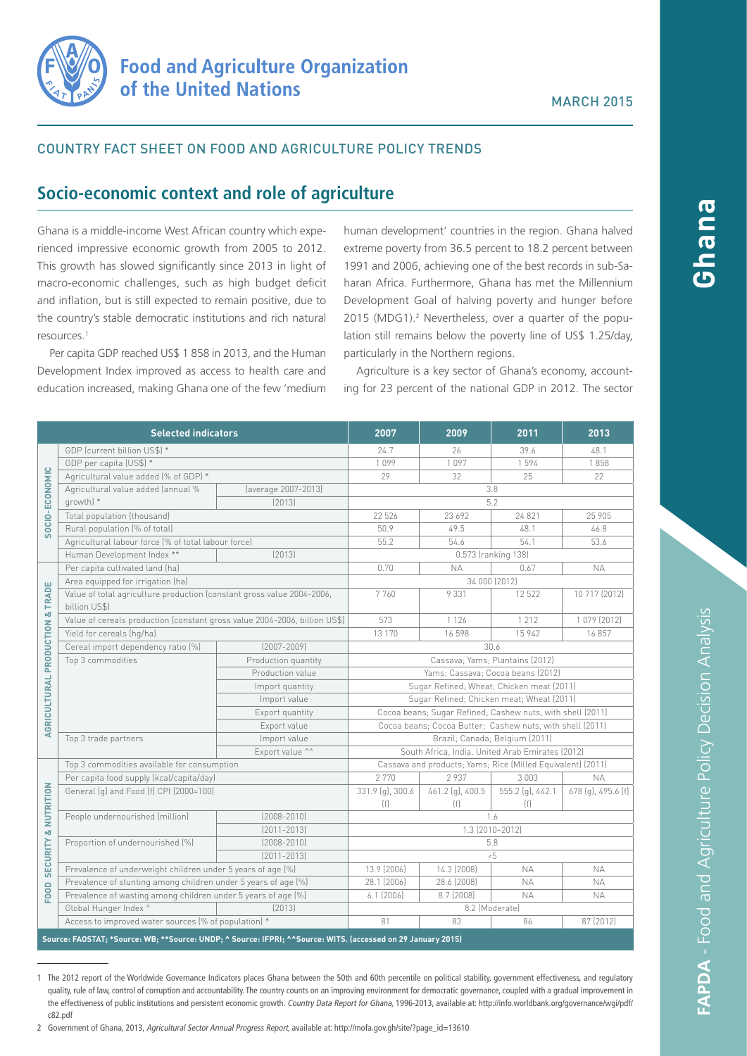# Food and Agriculture Organization of the United Nations

MARCH 2015

## COUNTRY FACT SHEET ON FOOD AND AGRICULTURE POLICY TRENDS

# Ghana

## Socio-economic context and role of agriculture

Ghana is a middle-income West African country which experienced impressive economic growth from 2005 to 2012. This growth has slowed significantly since 2013 in light of macro-economic challenges, such as high budget deficit and inflation, but is still expected to remain positive, due to the country's stable democratic institutions and rich natural resources.[1]

Per capita GDP reached US$ 1 858 in 2013, and the Human Development Index improved as access to health care and education increased, making Ghana one of the few 'medium human development' countries in the region. Ghana halved extreme poverty from 36.5 percent to 18.2 percent between 1991 and 2006, achieving one of the best records in sub-Saharan Africa. Furthermore, Ghana has met the Millennium Development Goal of halving poverty and hunger before 2015 (MDG1).[2] Nevertheless, over a quarter of the population still remains below the poverty line of US$ 1.25/day, particularly in the Northern regions.

Agriculture is a key sector of Ghana's economy, accounting for 23 percent of the national GDP in 2012. The sector

| | Selected indicators | | 2007 | 2009 | 2011 | 2013 |
|---|---|---|---|---|---|---|
| SOCIO-ECONOMIC | GDP (current billion US$) * | | 24.7 | 26 | 39.6 | 48.1 |
| | GDP per capita (US$) * | | 1 099 | 1 097 | 1 594 | 1 858 |
| | Agricultural value added (% of GDP) * | | 29 | 32 | 25 | 22 |
| | Agricultural value added (annual % growth) * | (average 2007-2013) | 3.8 | | | |
| | | (2013) | 5.2 | | | |
| | Total population (thousand) | | 22 526 | 23 692 | 24 821 | 25 905 |
| | Rural population (% of total) | | 50.9 | 49.5 | 48.1 | 46.8 |
| | Agricultural labour force (% of total labour force) | | 55.2 | 54.6 | 54.1 | 53.6 |
| | Human Development Index ** | (2013) | 0.573 (ranking 138) | | | |
| AGRICULTURAL PRODUCTION & TRADE | Per capita cultivated land (ha) | | 0.70 | NA | 0.67 | NA |
| | Area equipped for irrigation (ha) | | 34 000 (2012) | | | |
| | Value of total agriculture production (constant gross value 2004-2006, billion US$) | | 7 760 | 9 331 | 12 522 | 10 717 (2012) |
| | Value of cereals production (constant gross value 2004-2006, billion US$) | | 573 | 1 126 | 1 212 | 1 079 (2012) |
| | Yield for cereals (hg/ha) | | 13 170 | 16 598 | 15 942 | 16 857 |
| | Cereal import dependency ratio (%) | (2007-2009) | 30.6 | | | |
| | Top 3 commodities | Production quantity | Cassava; Yams; Plantains (2012) | | | |
| | | Production value | Yams; Cassava; Cocoa beans (2012) | | | |
| | | Import quantity | Sugar Refined; Wheat; Chicken meat (2011) | | | |
| | | Import value | Sugar Refined; Chicken meat; Wheat (2011) | | | |
| | | Export quantity | Cocoa beans; Sugar Refined; Cashew nuts, with shell (2011) | | | |
| | | Export value | Cocoa beans; Cocoa Butter; Cashew nuts, with shell (2011) | | | |
| | Top 3 trade partners | Import value | Brazil; Canada; Belgium (2011) | | | |
| | | Export value ^^ | South Africa, India, United Arab Emirates (2012) | | | |
| FOOD SECURITY & NUTRITION | Top 3 commodities available for consumption | | Cassava and products; Yams; Rice (Milled Equivalent) (2011) | | | |
| | Per capita food supply (kcal/capita/day) | | 2 770 | 2 937 | 3 003 | NA |
| | General (g) and Food (f) CPI (2000=100) | | 331.9 (g), 300.6 (f) | 461.2 (g), 400.5 (f) | 555.2 (g), 442.1 (f) | 678 (g), 495.6 (f) |
| | People undernourished (million) | (2008-2010) | 1.6 | | | |
| | | (2011-2013) | 1.3 (2010–2012) | | | |
| | Proportion of undernourished (%) | (2008-2010) | 5.8 | | | |
| | | (2011-2013) | <5 | | | |
| | Prevalence of underweight children under 5 years of age (%) | | 13.9 (2006) | 14.3 (2008) | NA | NA |
| | Prevalence of stunting among children under 5 years of age (%) | | 28.1 (2006) | 28.6 (2008) | NA | NA |
| | Prevalence of wasting among children under 5 years of age (%) | | 6.1 (2006) | 8.7 (2008) | NA | NA |
| | Global Hunger Index ^ | (2013) | 8.2 (Moderate) | | | |
| | Access to improved water sources (% of population) * | | 81 | 83 | 86 | 87 (2012) |

**Source: FAOSTAT; *Source: WB; **Source: UNDP; ^ Source: IFPRI; ^^Source: WITS. (accessed on 29 January 2015)**

---

1 The 2012 report of the Worldwide Governance Indicators places Ghana between the 50th and 60th percentile on political stability, government effectiveness, and regulatory quality, rule of law, control of corruption and accountability. The country counts on an improving environment for democratic governance, coupled with a gradual improvement in the effectiveness of public institutions and persistent economic growth. *Country Data Report for Ghana*, 1996-2013, available at: http://info.worldbank.org/governance/wgi/pdf/c82.pdf

2 Government of Ghana, 2013, *Agricultural Sector Annual Progress Report*, available at: http://mofa.gov.gh/site/?page_id=13610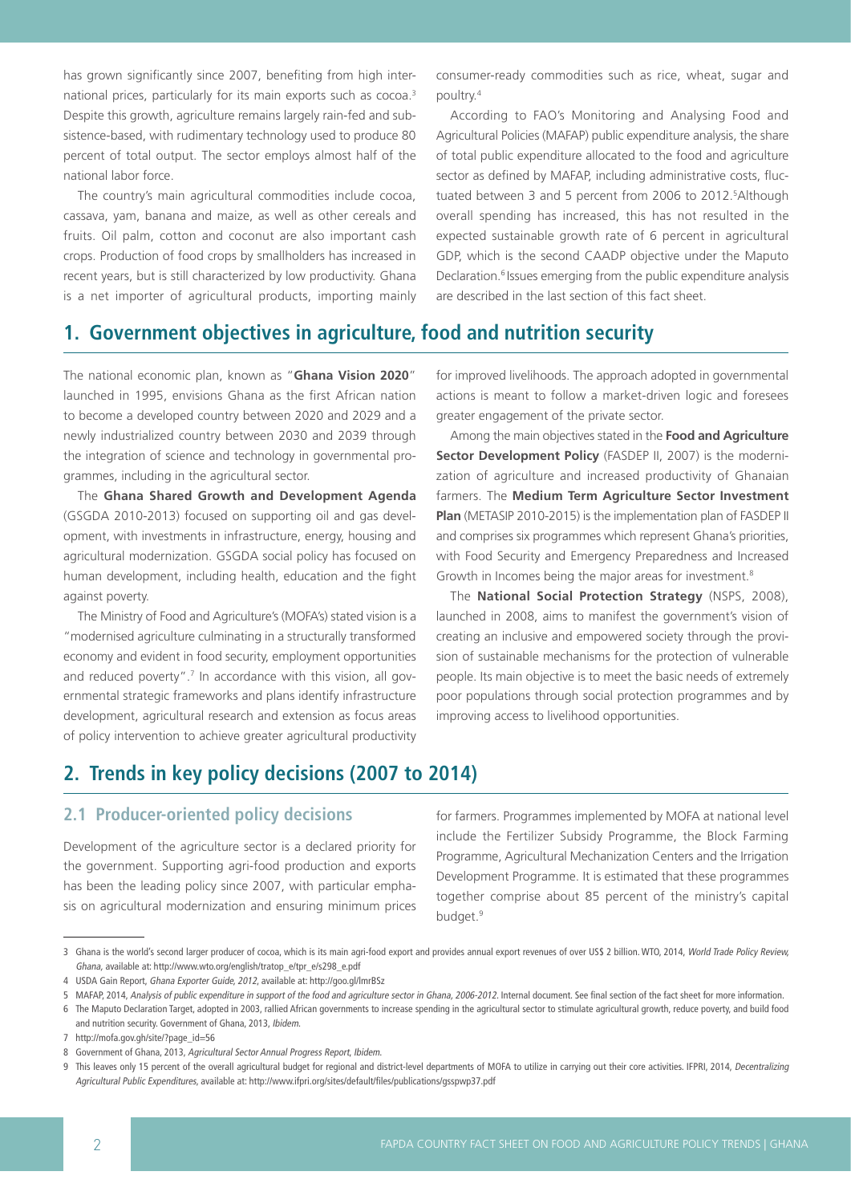has grown significantly since 2007, benefiting from high international prices, particularly for its main exports such as cocoa.[3] Despite this growth, agriculture remains largely rain-fed and subsistence-based, with rudimentary technology used to produce 80 percent of total output. The sector employs almost half of the national labor force.

The country's main agricultural commodities include cocoa, cassava, yam, banana and maize, as well as other cereals and fruits. Oil palm, cotton and coconut are also important cash crops. Production of food crops by smallholders has increased in recent years, but is still characterized by low productivity. Ghana is a net importer of agricultural products, importing mainly consumer-ready commodities such as rice, wheat, sugar and poultry.[4]

According to FAO's Monitoring and Analysing Food and Agricultural Policies (MAFAP) public expenditure analysis, the share of total public expenditure allocated to the food and agriculture sector as defined by MAFAP, including administrative costs, fluctuated between 3 and 5 percent from 2006 to 2012.[5] Although overall spending has increased, this has not resulted in the expected sustainable growth rate of 6 percent in agricultural GDP, which is the second CAADP objective under the Maputo Declaration.[6] Issues emerging from the public expenditure analysis are described in the last section of this fact sheet.

## 1. Government objectives in agriculture, food and nutrition security

The national economic plan, known as "**Ghana Vision 2020**" launched in 1995, envisions Ghana as the first African nation to become a developed country between 2020 and 2029 and a newly industrialized country between 2030 and 2039 through the integration of science and technology in governmental programmes, including in the agricultural sector.

The **Ghana Shared Growth and Development Agenda** (GSGDA 2010-2013) focused on supporting oil and gas development, with investments in infrastructure, energy, housing and agricultural modernization. GSGDA social policy has focused on human development, including health, education and the fight against poverty.

The Ministry of Food and Agriculture's (MOFA's) stated vision is a "modernised agriculture culminating in a structurally transformed economy and evident in food security, employment opportunities and reduced poverty".[7] In accordance with this vision, all governmental strategic frameworks and plans identify infrastructure development, agricultural research and extension as focus areas of policy intervention to achieve greater agricultural productivity for improved livelihoods. The approach adopted in governmental actions is meant to follow a market-driven logic and foresees greater engagement of the private sector.

Among the main objectives stated in the **Food and Agriculture Sector Development Policy** (FASDEP II, 2007) is the modernization of agriculture and increased productivity of Ghanaian farmers. The **Medium Term Agriculture Sector Investment Plan** (METASIP 2010-2015) is the implementation plan of FASDEP II and comprises six programmes which represent Ghana's priorities, with Food Security and Emergency Preparedness and Increased Growth in Incomes being the major areas for investment.[8]

The **National Social Protection Strategy** (NSPS, 2008), launched in 2008, aims to manifest the government's vision of creating an inclusive and empowered society through the provision of sustainable mechanisms for the protection of vulnerable people. Its main objective is to meet the basic needs of extremely poor populations through social protection programmes and by improving access to livelihood opportunities.

## 2. Trends in key policy decisions (2007 to 2014)

### 2.1 Producer-oriented policy decisions

Development of the agriculture sector is a declared priority for the government. Supporting agri-food production and exports has been the leading policy since 2007, with particular emphasis on agricultural modernization and ensuring minimum prices for farmers. Programmes implemented by MOFA at national level include the Fertilizer Subsidy Programme, the Block Farming Programme, Agricultural Mechanization Centers and the Irrigation Development Programme. It is estimated that these programmes together comprise about 85 percent of the ministry's capital budget.[9]

---

3 Ghana is the world's second larger producer of cocoa, which is its main agri-food export and provides annual export revenues of over US$ 2 billion. WTO, 2014, *World Trade Policy Review, Ghana*, available at: http://www.wto.org/english/tratop_e/tpr_e/s298_e.pdf

4 USDA Gain Report, *Ghana Exporter Guide, 2012*, available at: http://goo.gl/lmrBSz

5 MAFAP, 2014, *Analysis of public expenditure in support of the food and agriculture sector in Ghana, 2006-2012*. Internal document. See final section of the fact sheet for more information.

6 The Maputo Declaration Target, adopted in 2003, rallied African governments to increase spending in the agricultural sector to stimulate agricultural growth, reduce poverty, and build food and nutrition security. Government of Ghana, 2013, *Ibidem*.

7 http://mofa.gov.gh/site/?page_id=56

8 Government of Ghana, 2013, *Agricultural Sector Annual Progress Report, Ibidem*.

9 This leaves only 15 percent of the overall agricultural budget for regional and district-level departments of MOFA to utilize in carrying out their core activities. IFPRI, 2014, *Decentralizing Agricultural Public Expenditures*, available at: http://www.ifpri.org/sites/default/files/publications/gsspwp37.pdf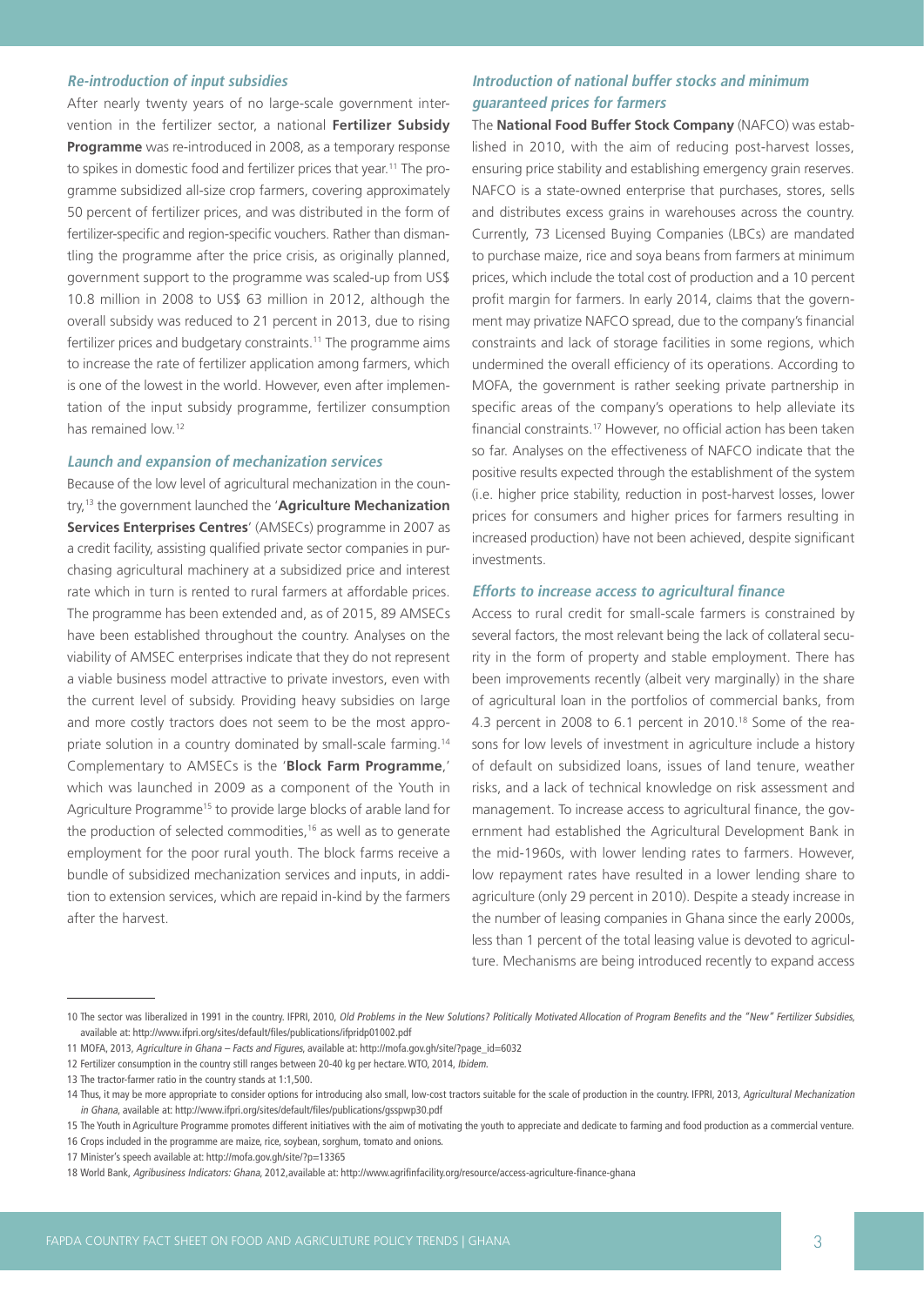### *Re-introduction of input subsidies*

After nearly twenty years of no large-scale government intervention in the fertilizer sector, a national **Fertilizer Subsidy Programme** was re-introduced in 2008, as a temporary response to spikes in domestic food and fertilizer prices that year.[11] The programme subsidized all-size crop farmers, covering approximately 50 percent of fertilizer prices, and was distributed in the form of fertilizer-specific and region-specific vouchers. Rather than dismantling the programme after the price crisis, as originally planned, government support to the programme was scaled-up from US$ 10.8 million in 2008 to US$ 63 million in 2012, although the overall subsidy was reduced to 21 percent in 2013, due to rising fertilizer prices and budgetary constraints.[11] The programme aims to increase the rate of fertilizer application among farmers, which is one of the lowest in the world. However, even after implementation of the input subsidy programme, fertilizer consumption has remained low.[12]

### *Launch and expansion of mechanization services*

Because of the low level of agricultural mechanization in the country,[13] the government launched the '**Agriculture Mechanization Services Enterprises Centres**' (AMSECs) programme in 2007 as a credit facility, assisting qualified private sector companies in purchasing agricultural machinery at a subsidized price and interest rate which in turn is rented to rural farmers at affordable prices. The programme has been extended and, as of 2015, 89 AMSECs have been established throughout the country. Analyses on the viability of AMSEC enterprises indicate that they do not represent a viable business model attractive to private investors, even with the current level of subsidy. Providing heavy subsidies on large and more costly tractors does not seem to be the most appropriate solution in a country dominated by small-scale farming.[14] Complementary to AMSECs is the '**Block Farm Programme**,' which was launched in 2009 as a component of the Youth in Agriculture Programme[15] to provide large blocks of arable land for the production of selected commodities,[16] as well as to generate employment for the poor rural youth. The block farms receive a bundle of subsidized mechanization services and inputs, in addition to extension services, which are repaid in-kind by the farmers after the harvest.

### *Introduction of national buffer stocks and minimum guaranteed prices for farmers*

The **National Food Buffer Stock Company** (NAFCO) was established in 2010, with the aim of reducing post-harvest losses, ensuring price stability and establishing emergency grain reserves. NAFCO is a state-owned enterprise that purchases, stores, sells and distributes excess grains in warehouses across the country. Currently, 73 Licensed Buying Companies (LBCs) are mandated to purchase maize, rice and soya beans from farmers at minimum prices, which include the total cost of production and a 10 percent profit margin for farmers. In early 2014, claims that the government may privatize NAFCO spread, due to the company's financial constraints and lack of storage facilities in some regions, which undermined the overall efficiency of its operations. According to MOFA, the government is rather seeking private partnership in specific areas of the company's operations to help alleviate its financial constraints.[17] However, no official action has been taken so far. Analyses on the effectiveness of NAFCO indicate that the positive results expected through the establishment of the system (i.e. higher price stability, reduction in post-harvest losses, lower prices for consumers and higher prices for farmers resulting in increased production) have not been achieved, despite significant investments.

### *Efforts to increase access to agricultural finance*

Access to rural credit for small-scale farmers is constrained by several factors, the most relevant being the lack of collateral security in the form of property and stable employment. There has been improvements recently (albeit very marginally) in the share of agricultural loan in the portfolios of commercial banks, from 4.3 percent in 2008 to 6.1 percent in 2010.[18] Some of the reasons for low levels of investment in agriculture include a history of default on subsidized loans, issues of land tenure, weather risks, and a lack of technical knowledge on risk assessment and management. To increase access to agricultural finance, the government had established the Agricultural Development Bank in the mid-1960s, with lower lending rates to farmers. However, low repayment rates have resulted in a lower lending share to agriculture (only 29 percent in 2010). Despite a steady increase in the number of leasing companies in Ghana since the early 2000s, less than 1 percent of the total leasing value is devoted to agriculture. Mechanisms are being introduced recently to expand access

---

10 The sector was liberalized in 1991 in the country. IFPRI, 2010, *Old Problems in the New Solutions? Politically Motivated Allocation of Program Benefits and the "New" Fertilizer Subsidies*, available at: http://www.ifpri.org/sites/default/files/publications/ifpridp01002.pdf

11 MOFA, 2013, *Agriculture in Ghana – Facts and Figures*, available at: http://mofa.gov.gh/site/?page_id=6032

12 Fertilizer consumption in the country still ranges between 20-40 kg per hectare. WTO, 2014, *Ibidem*.

13 The tractor-farmer ratio in the country stands at 1:1,500.

14 Thus, it may be more appropriate to consider options for introducing also small, low-cost tractors suitable for the scale of production in the country. IFPRI, 2013, *Agricultural Mechanization in Ghana*, available at: http://www.ifpri.org/sites/default/files/publications/gsspwp30.pdf

15 The Youth in Agriculture Programme promotes different initiatives with the aim of motivating the youth to appreciate and dedicate to farming and food production as a commercial venture.

16 Crops included in the programme are maize, rice, soybean, sorghum, tomato and onions.

17 Minister's speech available at: http://mofa.gov.gh/site/?p=13365

18 World Bank, *Agribusiness Indicators: Ghana*, 2012, available at: http://www.agrifinfacility.org/resource/access-agriculture-finance-ghana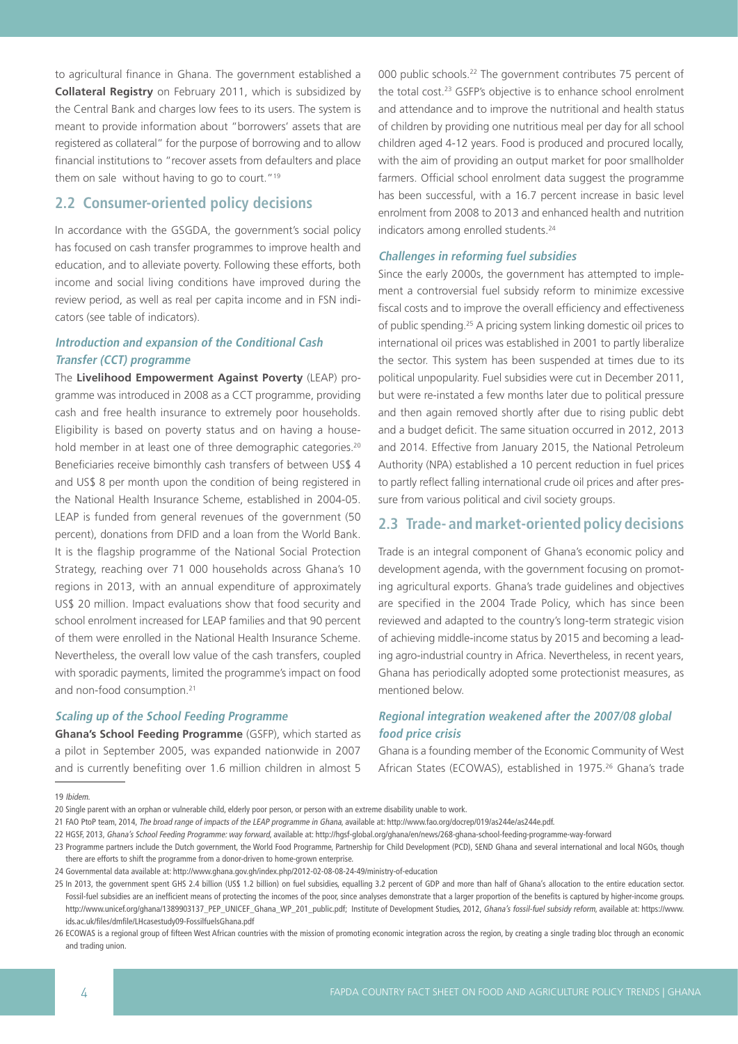to agricultural finance in Ghana. The government established a **Collateral Registry** on February 2011, which is subsidized by the Central Bank and charges low fees to its users. The system is meant to provide information about "borrowers' assets that are registered as collateral" for the purpose of borrowing and to allow financial institutions to "recover assets from defaulters and place them on sale without having to go to court."[19]

## 2.2 Consumer-oriented policy decisions

In accordance with the GSGDA, the government's social policy has focused on cash transfer programmes to improve health and education, and to alleviate poverty. Following these efforts, both income and social living conditions have improved during the review period, as well as real per capita income and in FSN indicators (see table of indicators).

### *Introduction and expansion of the Conditional Cash Transfer (CCT) programme*

The **Livelihood Empowerment Against Poverty** (LEAP) programme was introduced in 2008 as a CCT programme, providing cash and free health insurance to extremely poor households. Eligibility is based on poverty status and on having a household member in at least one of three demographic categories.[20] Beneficiaries receive bimonthly cash transfers of between US$ 4 and US$ 8 per month upon the condition of being registered in the National Health Insurance Scheme, established in 2004-05. LEAP is funded from general revenues of the government (50 percent), donations from DFID and a loan from the World Bank. It is the flagship programme of the National Social Protection Strategy, reaching over 71 000 households across Ghana's 10 regions in 2013, with an annual expenditure of approximately US$ 20 million. Impact evaluations show that food security and school enrolment increased for LEAP families and that 90 percent of them were enrolled in the National Health Insurance Scheme. Nevertheless, the overall low value of the cash transfers, coupled with sporadic payments, limited the programme's impact on food and non-food consumption.[21]

### *Scaling up of the School Feeding Programme*

**Ghana's School Feeding Programme** (GSFP), which started as a pilot in September 2005, was expanded nationwide in 2007 and is currently benefiting over 1.6 million children in almost 5 000 public schools.[22] The government contributes 75 percent of the total cost.[23] GSFP's objective is to enhance school enrolment and attendance and to improve the nutritional and health status of children by providing one nutritious meal per day for all school children aged 4-12 years. Food is produced and procured locally, with the aim of providing an output market for poor smallholder farmers. Official school enrolment data suggest the programme has been successful, with a 16.7 percent increase in basic level enrolment from 2008 to 2013 and enhanced health and nutrition indicators among enrolled students.[24]

### *Challenges in reforming fuel subsidies*

Since the early 2000s, the government has attempted to implement a controversial fuel subsidy reform to minimize excessive fiscal costs and to improve the overall efficiency and effectiveness of public spending.[25] A pricing system linking domestic oil prices to international oil prices was established in 2001 to partly liberalize the sector. This system has been suspended at times due to its political unpopularity. Fuel subsidies were cut in December 2011, but were re-instated a few months later due to political pressure and then again removed shortly after due to rising public debt and a budget deficit. The same situation occurred in 2012, 2013 and 2014. Effective from January 2015, the National Petroleum Authority (NPA) established a 10 percent reduction in fuel prices to partly reflect falling international crude oil prices and after pressure from various political and civil society groups.

## 2.3 Trade- and market-oriented policy decisions

Trade is an integral component of Ghana's economic policy and development agenda, with the government focusing on promoting agricultural exports. Ghana's trade guidelines and objectives are specified in the 2004 Trade Policy, which has since been reviewed and adapted to the country's long-term strategic vision of achieving middle-income status by 2015 and becoming a leading agro-industrial country in Africa. Nevertheless, in recent years, Ghana has periodically adopted some protectionist measures, as mentioned below.

### *Regional integration weakened after the 2007/08 global food price crisis*

Ghana is a founding member of the Economic Community of West African States (ECOWAS), established in 1975.[26] Ghana's trade

---

19 *Ibidem.*

20 Single parent with an orphan or vulnerable child, elderly poor person, or person with an extreme disability unable to work.

21 FAO PtoP team, 2014, *The broad range of impacts of the LEAP programme in Ghana*, available at: http://www.fao.org/docrep/019/as244e/as244e.pdf.

22 HGSF, 2013, *Ghana's School Feeding Programme: way forward*, available at: http://hgsf-global.org/ghana/en/news/268-ghana-school-feeding-programme-way-forward

23 Programme partners include the Dutch government, the World Food Programme, Partnership for Child Development (PCD), SEND Ghana and several international and local NGOs, though there are efforts to shift the programme from a donor-driven to home-grown enterprise.

24 Governmental data available at: http://www.ghana.gov.gh/index.php/2012-02-08-08-24-49/ministry-of-education

25 In 2013, the government spent GHS 2.4 billion (US$ 1.2 billion) on fuel subsidies, equalling 3.2 percent of GDP and more than half of Ghana's allocation to the entire education sector. Fossil-fuel subsidies are an inefficient means of protecting the incomes of the poor, since analyses demonstrate that a larger proportion of the benefits is captured by higher-income groups. http://www.unicef.org/ghana/1389903137_PEP_UNICEF_Ghana_WP_201_public.pdf; Institute of Development Studies, 2012, *Ghana's fossil-fuel subsidy reform*, available at: https://www.ids.ac.uk/files/dmfile/LHcasestudy09-FossilfuelsGhana.pdf

26 ECOWAS is a regional group of fifteen West African countries with the mission of promoting economic integration across the region, by creating a single trading bloc through an economic and trading union.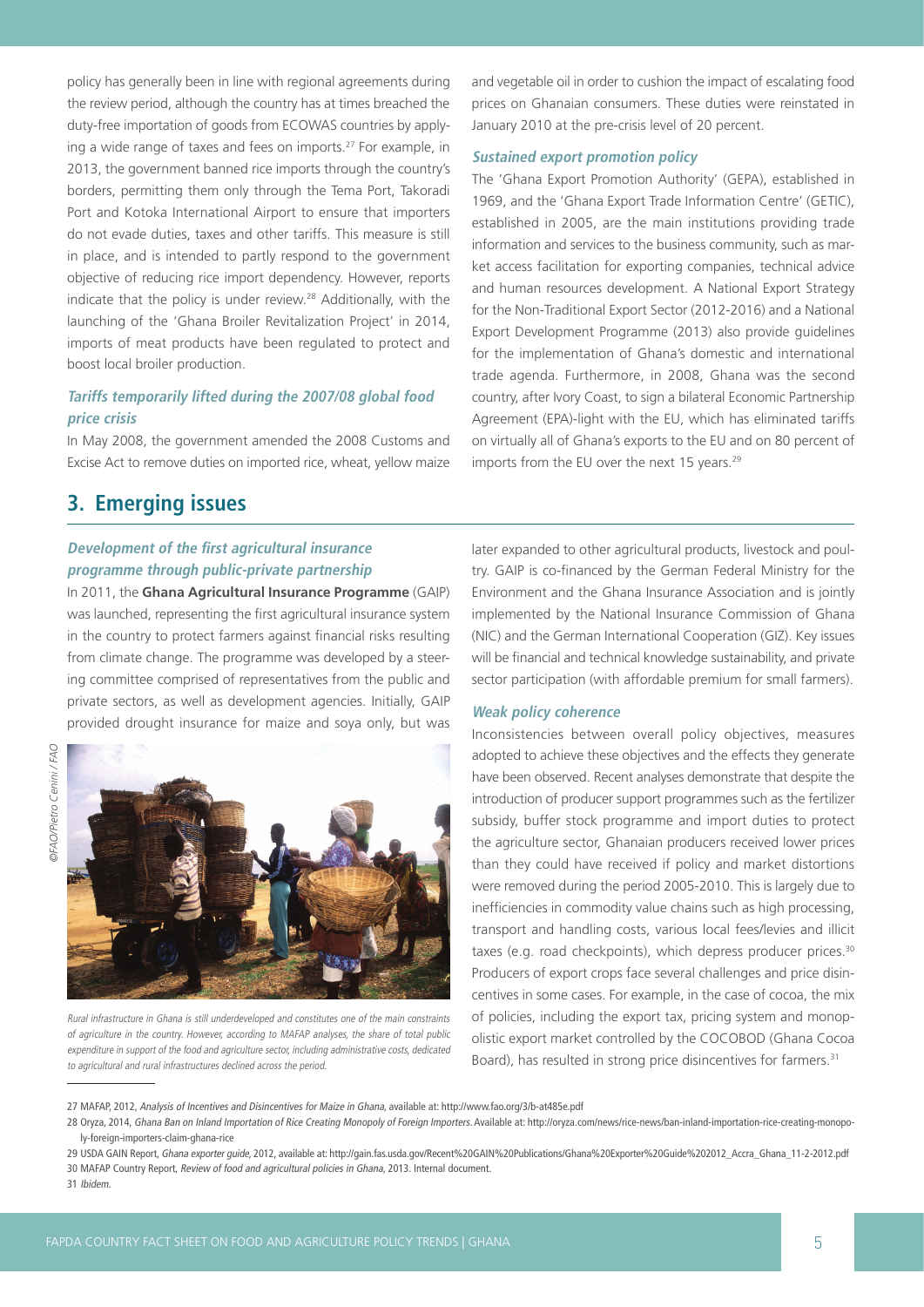policy has generally been in line with regional agreements during the review period, although the country has at times breached the duty-free importation of goods from ECOWAS countries by applying a wide range of taxes and fees on imports.[27] For example, in 2013, the government banned rice imports through the country's borders, permitting them only through the Tema Port, Takoradi Port and Kotoka International Airport to ensure that importers do not evade duties, taxes and other tariffs. This measure is still in place, and is intended to partly respond to the government objective of reducing rice import dependency. However, reports indicate that the policy is under review.[28] Additionally, with the launching of the 'Ghana Broiler Revitalization Project' in 2014, imports of meat products have been regulated to protect and boost local broiler production.

### *Tariffs temporarily lifted during the 2007/08 global food price crisis*

In May 2008, the government amended the 2008 Customs and Excise Act to remove duties on imported rice, wheat, yellow maize and vegetable oil in order to cushion the impact of escalating food prices on Ghanaian consumers. These duties were reinstated in January 2010 at the pre-crisis level of 20 percent.

### *Sustained export promotion policy*

The 'Ghana Export Promotion Authority' (GEPA), established in 1969, and the 'Ghana Export Trade Information Centre' (GETIC), established in 2005, are the main institutions providing trade information and services to the business community, such as market access facilitation for exporting companies, technical advice and human resources development. A National Export Strategy for the Non-Traditional Export Sector (2012-2016) and a National Export Development Programme (2013) also provide guidelines for the implementation of Ghana's domestic and international trade agenda. Furthermore, in 2008, Ghana was the second country, after Ivory Coast, to sign a bilateral Economic Partnership Agreement (EPA)-light with the EU, which has eliminated tariffs on virtually all of Ghana's exports to the EU and on 80 percent of imports from the EU over the next 15 years.[29]

## 3. Emerging issues

### *Development of the first agricultural insurance programme through public-private partnership*

In 2011, the **Ghana Agricultural Insurance Programme** (GAIP) was launched, representing the first agricultural insurance system in the country to protect farmers against financial risks resulting from climate change. The programme was developed by a steering committee comprised of representatives from the public and private sectors, as well as development agencies. Initially, GAIP provided drought insurance for maize and soya only, but was later expanded to other agricultural products, livestock and poultry. GAIP is co-financed by the German Federal Ministry for the Environment and the Ghana Insurance Association and is jointly implemented by the National Insurance Commission of Ghana (NIC) and the German International Cooperation (GIZ). Key issues will be financial and technical knowledge sustainability, and private sector participation (with affordable premium for small farmers).

©FAO/Pietro Cenini / FAO

*Rural infrastructure in Ghana is still underdeveloped and constitutes one of the main constraints of agriculture in the country. However, according to MAFAP analyses, the share of total public expenditure in support of the food and agriculture sector, including administrative costs, dedicated to agricultural and rural infrastructures declined across the period.*

### *Weak policy coherence*

Inconsistencies between overall policy objectives, measures adopted to achieve these objectives and the effects they generate have been observed. Recent analyses demonstrate that despite the introduction of producer support programmes such as the fertilizer subsidy, buffer stock programme and import duties to protect the agriculture sector, Ghanaian producers received lower prices than they could have received if policy and market distortions were removed during the period 2005-2010. This is largely due to inefficiencies in commodity value chains such as high processing, transport and handling costs, various local fees/levies and illicit taxes (e.g. road checkpoints), which depress producer prices.[30] Producers of export crops face several challenges and price disincentives in some cases. For example, in the case of cocoa, the mix of policies, including the export tax, pricing system and monopolistic export market controlled by the COCOBOD (Ghana Cocoa Board), has resulted in strong price disincentives for farmers.[31]

---

27 MAFAP, 2012, *Analysis of Incentives and Disincentives for Maize in Ghana*, available at: http://www.fao.org/3/b-at485e.pdf

28 Oryza, 2014, *Ghana Ban on Inland Importation of Rice Creating Monopoly of Foreign Importers*. Available at: http://oryza.com/news/rice-news/ban-inland-importation-rice-creating-monopoly-foreign-importers-claim-ghana-rice

29 USDA GAIN Report, *Ghana exporter guide*, 2012, available at: http://gain.fas.usda.gov/Recent%20GAIN%20Publications/Ghana%20Exporter%20Guide%202012_Accra_Ghana_11-2-2012.pdf

30 MAFAP Country Report, *Review of food and agricultural policies in Ghana*, 2013. Internal document.

31 *Ibidem.*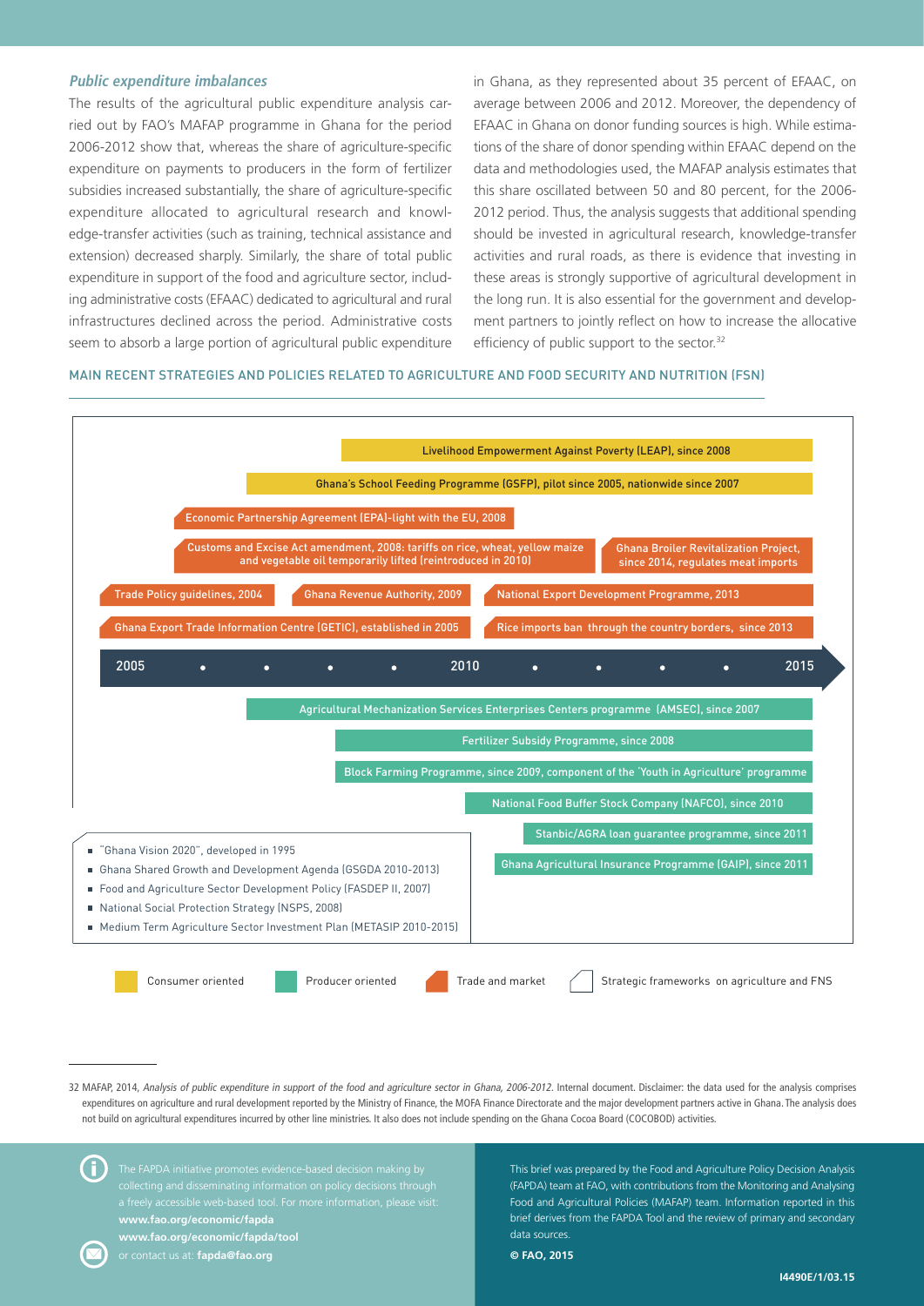### *Public expenditure imbalances*

The results of the agricultural public expenditure analysis carried out by FAO's MAFAP programme in Ghana for the period 2006-2012 show that, whereas the share of agriculture-specific expenditure on payments to producers in the form of fertilizer subsidies increased substantially, the share of agriculture-specific expenditure allocated to agricultural research and knowledge-transfer activities (such as training, technical assistance and extension) decreased sharply. Similarly, the share of total public expenditure in support of the food and agriculture sector, including administrative costs (EFAAC) dedicated to agricultural and rural infrastructures declined across the period. Administrative costs seem to absorb a large portion of agricultural public expenditure in Ghana, as they represented about 35 percent of EFAAC, on average between 2006 and 2012. Moreover, the dependency of EFAAC in Ghana on donor funding sources is high. While estimations of the share of donor spending within EFAAC depend on the data and methodologies used, the MAFAP analysis estimates that this share oscillated between 50 and 80 percent, for the 2006-2012 period. Thus, the analysis suggests that additional spending should be invested in agricultural research, knowledge-transfer activities and rural roads, as there is evidence that investing in these areas is strongly supportive of agricultural development in the long run. It is also essential for the government and development partners to jointly reflect on how to increase the allocative efficiency of public support to the sector.[32]

## MAIN RECENT STRATEGIES AND POLICIES RELATED TO AGRICULTURE AND FOOD SECURITY AND NUTRITION (FSN)

Livelihood Empowerment Against Poverty (LEAP), since 2008

Ghana's School Feeding Programme (GSFP), pilot since 2005, nationwide since 2007

Economic Partnership Agreement (EPA)-light with the EU, 2008

Customs and Excise Act amendment, 2008: tariffs on rice, wheat, yellow maize and vegetable oil temporarily lifted (reintroduced in 2010)

Ghana Broiler Revitalization Project, since 2014, regulates meat imports

Trade Policy guidelines, 2004

Ghana Revenue Authority, 2009

National Export Development Programme, 2013

Ghana Export Trade Information Centre (GETIC), established in 2005

Rice imports ban through the country borders, since 2013

2005 • • • • 2010 • • • • 2015

Agricultural Mechanization Services Enterprises Centers programme (AMSEC), since 2007

Fertilizer Subsidy Programme, since 2008

Block Farming Programme, since 2009, component of the 'Youth in Agriculture' programme

National Food Buffer Stock Company (NAFCO), since 2010

Stanbic/AGRA loan guarantee programme, since 2011

Ghana Agricultural Insurance Programme (GAIP), since 2011

- "Ghana Vision 2020", developed in 1995
- Ghana Shared Growth and Development Agenda (GSGDA 2010-2013)
- Food and Agriculture Sector Development Policy (FASDEP II, 2007)
- National Social Protection Strategy (NSPS, 2008)
- Medium Term Agriculture Sector Investment Plan (METASIP 2010-2015)

Consumer oriented | Producer oriented | Trade and market | Strategic frameworks on agriculture and FNS

---

32 MAFAP, 2014, *Analysis of public expenditure in support of the food and agriculture sector in Ghana, 2006-2012*. Internal document. Disclaimer: the data used for the analysis comprises expenditures on agriculture and rural development reported by the Ministry of Finance, the MOFA Finance Directorate and the major development partners active in Ghana. The analysis does not build on agricultural expenditures incurred by other line ministries. It also does not include spending on the Ghana Cocoa Board (COCOBOD) activities.

The FAPDA initiative promotes evidence-based decision making by collecting and disseminating information on policy decisions through a freely accessible web-based tool. For more information, please visit: **www.fao.org/economic/fapda**
**www.fao.org/economic/fapda/tool**
or contact us at: **fapda@fao.org**

This brief was prepared by the Food and Agriculture Policy Decision Analysis (FAPDA) team at FAO, with contributions from the Monitoring and Analysing Food and Agricultural Policies (MAFAP) team. Information reported in this brief derives from the FAPDA Tool and the review of primary and secondary data sources.

**© FAO, 2015**

**I4490E/1/03.15**